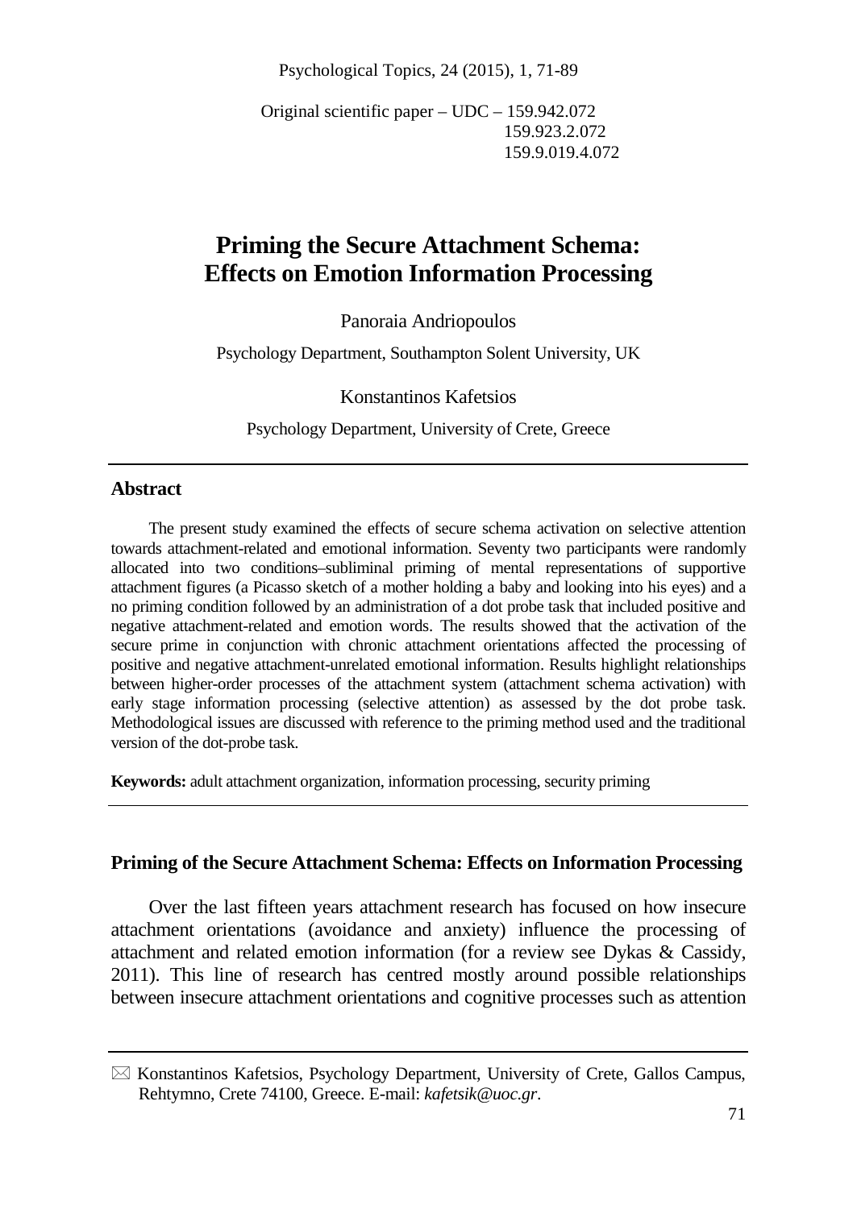Original scientific paper – UDC – 159.942.072
159.923.2.072
159.9.019.4.072

# Priming the Secure Attachment Schema: Effects on Emotion Information Processing

Panoraia Andriopoulos

Psychology Department, Southampton Solent University, UK

Konstantinos Kafetsios

Psychology Department, University of Crete, Greece

## Abstract

The present study examined the effects of secure schema activation on selective attention towards attachment-related and emotional information. Seventy two participants were randomly allocated into two conditions–subliminal priming of mental representations of supportive attachment figures (a Picasso sketch of a mother holding a baby and looking into his eyes) and a no priming condition followed by an administration of a dot probe task that included positive and negative attachment-related and emotion words. The results showed that the activation of the secure prime in conjunction with chronic attachment orientations affected the processing of positive and negative attachment-unrelated emotional information. Results highlight relationships between higher-order processes of the attachment system (attachment schema activation) with early stage information processing (selective attention) as assessed by the dot probe task. Methodological issues are discussed with reference to the priming method used and the traditional version of the dot-probe task.

**Keywords:** adult attachment organization, information processing, security priming

## Priming of the Secure Attachment Schema: Effects on Information Processing

Over the last fifteen years attachment research has focused on how insecure attachment orientations (avoidance and anxiety) influence the processing of attachment and related emotion information (for a review see Dykas & Cassidy, 2011). This line of research has centred mostly around possible relationships between insecure attachment orientations and cognitive processes such as attention

✉ Konstantinos Kafetsios, Psychology Department, University of Crete, Gallos Campus, Rehtymno, Crete 74100, Greece. E-mail: *kafetsik@uoc.gr*.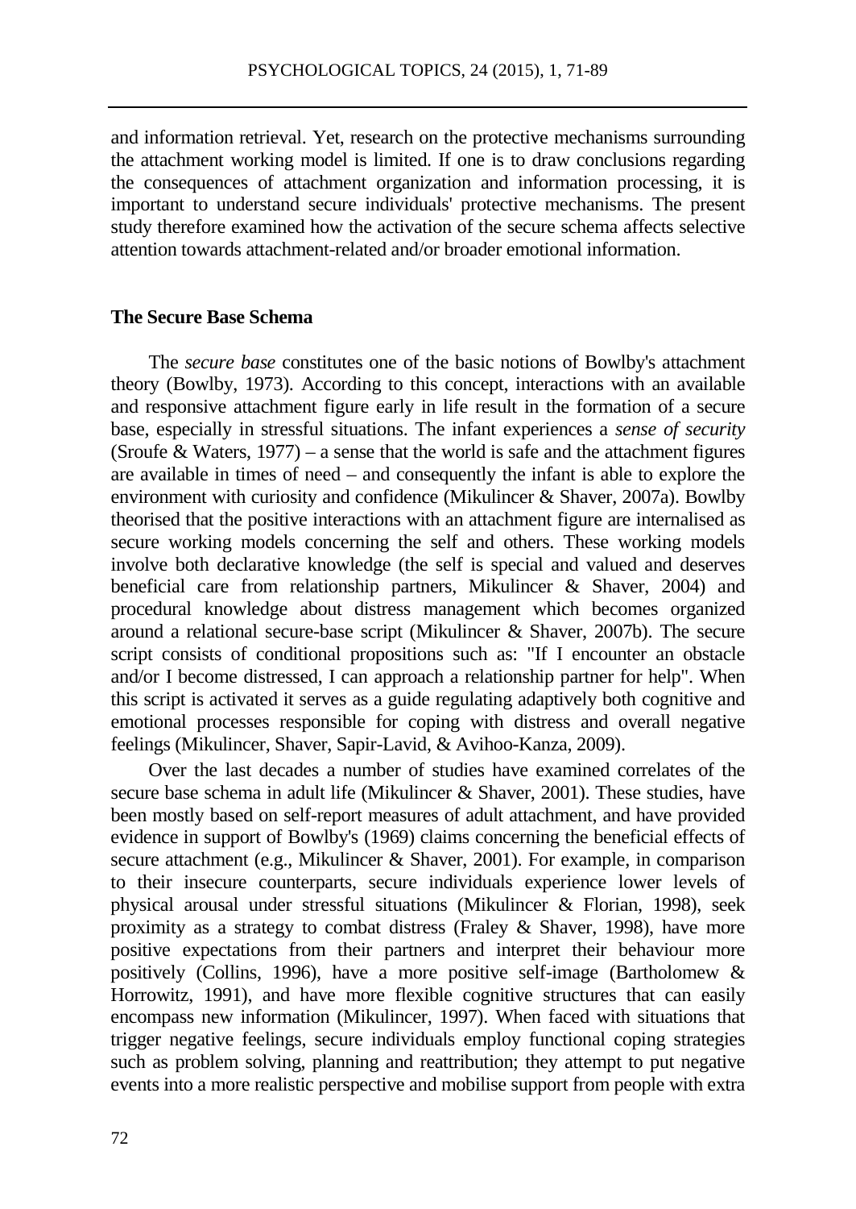and information retrieval. Yet, research on the protective mechanisms surrounding the attachment working model is limited. If one is to draw conclusions regarding the consequences of attachment organization and information processing, it is important to understand secure individuals' protective mechanisms. The present study therefore examined how the activation of the secure schema affects selective attention towards attachment-related and/or broader emotional information.

## The Secure Base Schema

The *secure base* constitutes one of the basic notions of Bowlby's attachment theory (Bowlby, 1973). According to this concept, interactions with an available and responsive attachment figure early in life result in the formation of a secure base, especially in stressful situations. The infant experiences a *sense of security* (Sroufe & Waters, 1977) – a sense that the world is safe and the attachment figures are available in times of need – and consequently the infant is able to explore the environment with curiosity and confidence (Mikulincer & Shaver, 2007a). Bowlby theorised that the positive interactions with an attachment figure are internalised as secure working models concerning the self and others. These working models involve both declarative knowledge (the self is special and valued and deserves beneficial care from relationship partners, Mikulincer & Shaver, 2004) and procedural knowledge about distress management which becomes organized around a relational secure-base script (Mikulincer & Shaver, 2007b). The secure script consists of conditional propositions such as: "If I encounter an obstacle and/or I become distressed, I can approach a relationship partner for help". When this script is activated it serves as a guide regulating adaptively both cognitive and emotional processes responsible for coping with distress and overall negative feelings (Mikulincer, Shaver, Sapir-Lavid, & Avihoo-Kanza, 2009).

Over the last decades a number of studies have examined correlates of the secure base schema in adult life (Mikulincer & Shaver, 2001). These studies, have been mostly based on self-report measures of adult attachment, and have provided evidence in support of Bowlby's (1969) claims concerning the beneficial effects of secure attachment (e.g., Mikulincer & Shaver, 2001). For example, in comparison to their insecure counterparts, secure individuals experience lower levels of physical arousal under stressful situations (Mikulincer & Florian, 1998), seek proximity as a strategy to combat distress (Fraley & Shaver, 1998), have more positive expectations from their partners and interpret their behaviour more positively (Collins, 1996), have a more positive self-image (Bartholomew & Horrowitz, 1991), and have more flexible cognitive structures that can easily encompass new information (Mikulincer, 1997). When faced with situations that trigger negative feelings, secure individuals employ functional coping strategies such as problem solving, planning and reattribution; they attempt to put negative events into a more realistic perspective and mobilise support from people with extra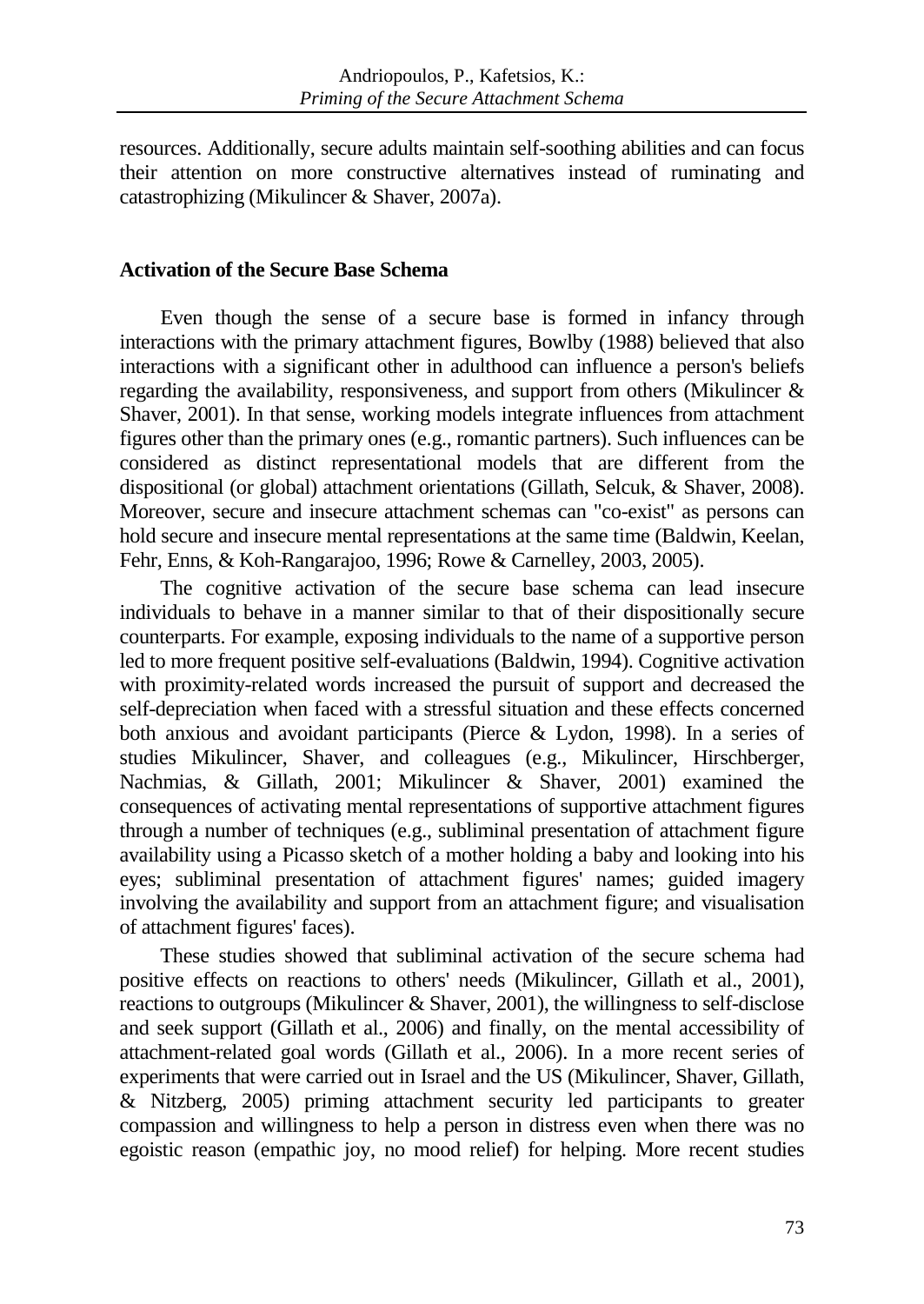resources. Additionally, secure adults maintain self-soothing abilities and can focus their attention on more constructive alternatives instead of ruminating and catastrophizing (Mikulincer & Shaver, 2007a).

## Activation of the Secure Base Schema

Even though the sense of a secure base is formed in infancy through interactions with the primary attachment figures, Bowlby (1988) believed that also interactions with a significant other in adulthood can influence a person's beliefs regarding the availability, responsiveness, and support from others (Mikulincer & Shaver, 2001). In that sense, working models integrate influences from attachment figures other than the primary ones (e.g., romantic partners). Such influences can be considered as distinct representational models that are different from the dispositional (or global) attachment orientations (Gillath, Selcuk, & Shaver, 2008). Moreover, secure and insecure attachment schemas can "co-exist" as persons can hold secure and insecure mental representations at the same time (Baldwin, Keelan, Fehr, Enns, & Koh-Rangarajoo, 1996; Rowe & Carnelley, 2003, 2005).

The cognitive activation of the secure base schema can lead insecure individuals to behave in a manner similar to that of their dispositionally secure counterparts. For example, exposing individuals to the name of a supportive person led to more frequent positive self-evaluations (Baldwin, 1994). Cognitive activation with proximity-related words increased the pursuit of support and decreased the self-depreciation when faced with a stressful situation and these effects concerned both anxious and avoidant participants (Pierce & Lydon, 1998). In a series of studies Mikulincer, Shaver, and colleagues (e.g., Mikulincer, Hirschberger, Nachmias, & Gillath, 2001; Mikulincer & Shaver, 2001) examined the consequences of activating mental representations of supportive attachment figures through a number of techniques (e.g., subliminal presentation of attachment figure availability using a Picasso sketch of a mother holding a baby and looking into his eyes; subliminal presentation of attachment figures' names; guided imagery involving the availability and support from an attachment figure; and visualisation of attachment figures' faces).

These studies showed that subliminal activation of the secure schema had positive effects on reactions to others' needs (Mikulincer, Gillath et al., 2001), reactions to outgroups (Mikulincer & Shaver, 2001), the willingness to self-disclose and seek support (Gillath et al., 2006) and finally, on the mental accessibility of attachment-related goal words (Gillath et al., 2006). In a more recent series of experiments that were carried out in Israel and the US (Mikulincer, Shaver, Gillath, & Nitzberg, 2005) priming attachment security led participants to greater compassion and willingness to help a person in distress even when there was no egoistic reason (empathic joy, no mood relief) for helping. More recent studies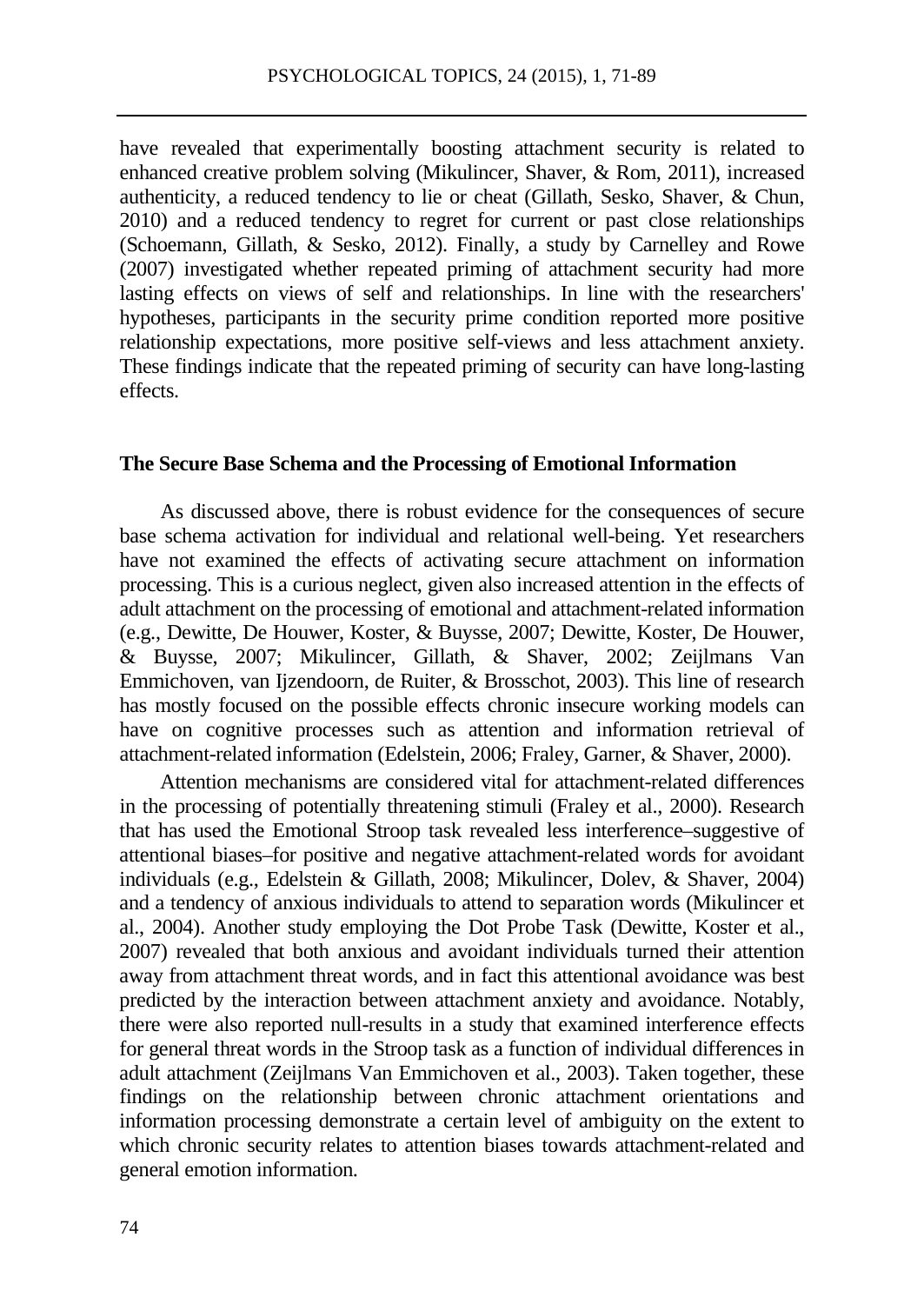have revealed that experimentally boosting attachment security is related to enhanced creative problem solving (Mikulincer, Shaver, & Rom, 2011), increased authenticity, a reduced tendency to lie or cheat (Gillath, Sesko, Shaver, & Chun, 2010) and a reduced tendency to regret for current or past close relationships (Schoemann, Gillath, & Sesko, 2012). Finally, a study by Carnelley and Rowe (2007) investigated whether repeated priming of attachment security had more lasting effects on views of self and relationships. In line with the researchers' hypotheses, participants in the security prime condition reported more positive relationship expectations, more positive self-views and less attachment anxiety. These findings indicate that the repeated priming of security can have long-lasting effects.

## The Secure Base Schema and the Processing of Emotional Information

As discussed above, there is robust evidence for the consequences of secure base schema activation for individual and relational well-being. Yet researchers have not examined the effects of activating secure attachment on information processing. This is a curious neglect, given also increased attention in the effects of adult attachment on the processing of emotional and attachment-related information (e.g., Dewitte, De Houwer, Koster, & Buysse, 2007; Dewitte, Koster, De Houwer, & Buysse, 2007; Mikulincer, Gillath, & Shaver, 2002; Zeijlmans Van Emmichoven, van Ijzendoorn, de Ruiter, & Brosschot, 2003). This line of research has mostly focused on the possible effects chronic insecure working models can have on cognitive processes such as attention and information retrieval of attachment-related information (Edelstein, 2006; Fraley, Garner, & Shaver, 2000).

Attention mechanisms are considered vital for attachment-related differences in the processing of potentially threatening stimuli (Fraley et al., 2000). Research that has used the Emotional Stroop task revealed less interference–suggestive of attentional biases–for positive and negative attachment-related words for avoidant individuals (e.g., Edelstein & Gillath, 2008; Mikulincer, Dolev, & Shaver, 2004) and a tendency of anxious individuals to attend to separation words (Mikulincer et al., 2004). Another study employing the Dot Probe Task (Dewitte, Koster et al., 2007) revealed that both anxious and avoidant individuals turned their attention away from attachment threat words, and in fact this attentional avoidance was best predicted by the interaction between attachment anxiety and avoidance. Notably, there were also reported null-results in a study that examined interference effects for general threat words in the Stroop task as a function of individual differences in adult attachment (Zeijlmans Van Emmichoven et al., 2003). Taken together, these findings on the relationship between chronic attachment orientations and information processing demonstrate a certain level of ambiguity on the extent to which chronic security relates to attention biases towards attachment-related and general emotion information.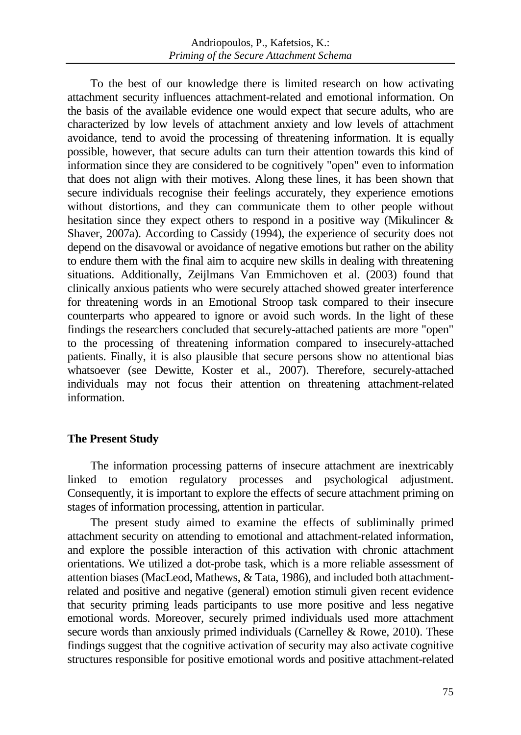To the best of our knowledge there is limited research on how activating attachment security influences attachment-related and emotional information. On the basis of the available evidence one would expect that secure adults, who are characterized by low levels of attachment anxiety and low levels of attachment avoidance, tend to avoid the processing of threatening information. It is equally possible, however, that secure adults can turn their attention towards this kind of information since they are considered to be cognitively "open" even to information that does not align with their motives. Along these lines, it has been shown that secure individuals recognise their feelings accurately, they experience emotions without distortions, and they can communicate them to other people without hesitation since they expect others to respond in a positive way (Mikulincer & Shaver, 2007a). According to Cassidy (1994), the experience of security does not depend on the disavowal or avoidance of negative emotions but rather on the ability to endure them with the final aim to acquire new skills in dealing with threatening situations. Additionally, Zeijlmans Van Emmichoven et al. (2003) found that clinically anxious patients who were securely attached showed greater interference for threatening words in an Emotional Stroop task compared to their insecure counterparts who appeared to ignore or avoid such words. In the light of these findings the researchers concluded that securely-attached patients are more "open" to the processing of threatening information compared to insecurely-attached patients. Finally, it is also plausible that secure persons show no attentional bias whatsoever (see Dewitte, Koster et al., 2007). Therefore, securely-attached individuals may not focus their attention on threatening attachment-related information.

## The Present Study

The information processing patterns of insecure attachment are inextricably linked to emotion regulatory processes and psychological adjustment. Consequently, it is important to explore the effects of secure attachment priming on stages of information processing, attention in particular.

The present study aimed to examine the effects of subliminally primed attachment security on attending to emotional and attachment-related information, and explore the possible interaction of this activation with chronic attachment orientations. We utilized a dot-probe task, which is a more reliable assessment of attention biases (MacLeod, Mathews, & Tata, 1986), and included both attachment-related and positive and negative (general) emotion stimuli given recent evidence that security priming leads participants to use more positive and less negative emotional words. Moreover, securely primed individuals used more attachment secure words than anxiously primed individuals (Carnelley & Rowe, 2010). These findings suggest that the cognitive activation of security may also activate cognitive structures responsible for positive emotional words and positive attachment-related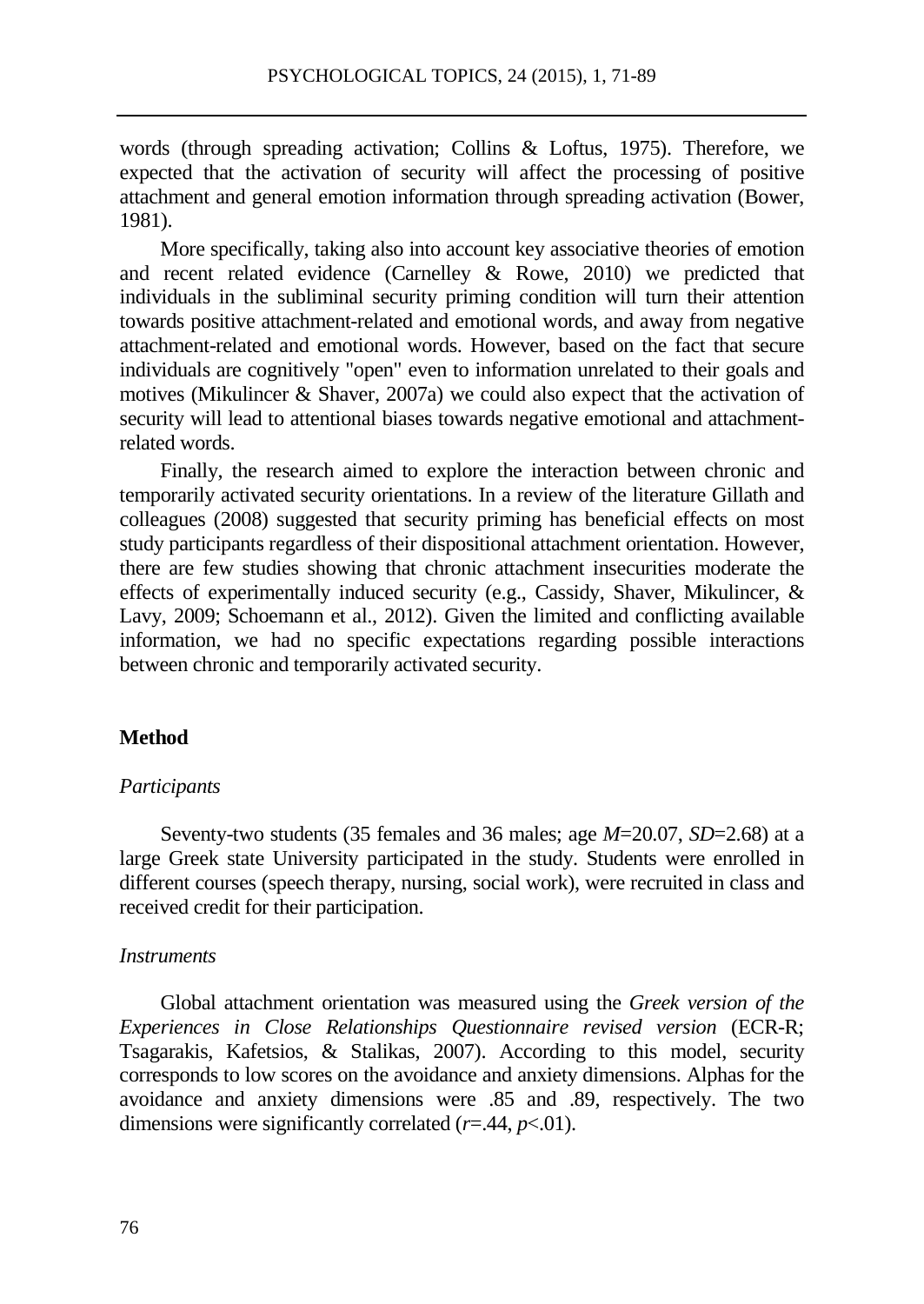words (through spreading activation; Collins & Loftus, 1975). Therefore, we expected that the activation of security will affect the processing of positive attachment and general emotion information through spreading activation (Bower, 1981).

More specifically, taking also into account key associative theories of emotion and recent related evidence (Carnelley & Rowe, 2010) we predicted that individuals in the subliminal security priming condition will turn their attention towards positive attachment-related and emotional words, and away from negative attachment-related and emotional words. However, based on the fact that secure individuals are cognitively "open" even to information unrelated to their goals and motives (Mikulincer & Shaver, 2007a) we could also expect that the activation of security will lead to attentional biases towards negative emotional and attachment-related words.

Finally, the research aimed to explore the interaction between chronic and temporarily activated security orientations. In a review of the literature Gillath and colleagues (2008) suggested that security priming has beneficial effects on most study participants regardless of their dispositional attachment orientation. However, there are few studies showing that chronic attachment insecurities moderate the effects of experimentally induced security (e.g., Cassidy, Shaver, Mikulincer, & Lavy, 2009; Schoemann et al., 2012). Given the limited and conflicting available information, we had no specific expectations regarding possible interactions between chronic and temporarily activated security.

## Method

### *Participants*

Seventy-two students (35 females and 36 males; age $M$=20.07, $SD$=2.68) at a large Greek state University participated in the study. Students were enrolled in different courses (speech therapy, nursing, social work), were recruited in class and received credit for their participation.

### *Instruments*

Global attachment orientation was measured using the *Greek version of the Experiences in Close Relationships Questionnaire revised version* (ECR-R; Tsagarakis, Kafetsios, & Stalikas, 2007). According to this model, security corresponds to low scores on the avoidance and anxiety dimensions. Alphas for the avoidance and anxiety dimensions were .85 and .89, respectively. The two dimensions were significantly correlated ($r$=.44, $p$<.01).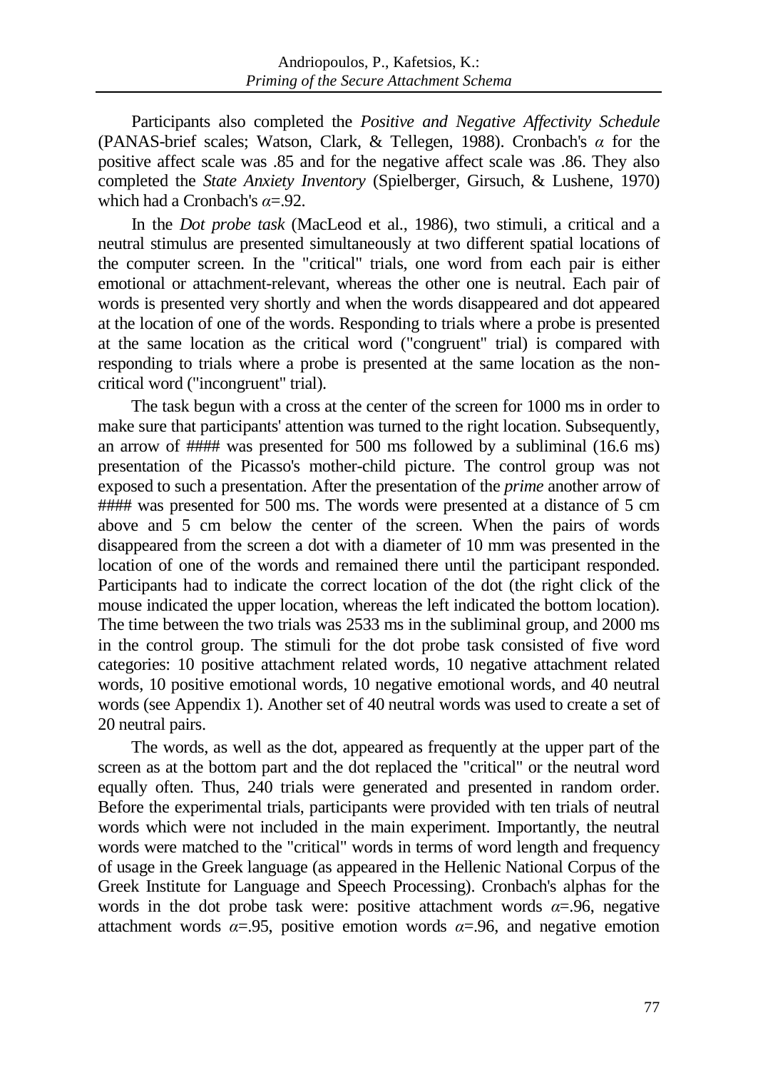Participants also completed the *Positive and Negative Affectivity Schedule* (PANAS-brief scales; Watson, Clark, & Tellegen, 1988). Cronbach's $\alpha$ for the positive affect scale was .85 and for the negative affect scale was .86. They also completed the *State Anxiety Inventory* (Spielberger, Girsuch, & Lushene, 1970) which had a Cronbach's $\alpha$=.92.

In the *Dot probe task* (MacLeod et al., 1986), two stimuli, a critical and a neutral stimulus are presented simultaneously at two different spatial locations of the computer screen. In the "critical" trials, one word from each pair is either emotional or attachment-relevant, whereas the other one is neutral. Each pair of words is presented very shortly and when the words disappeared and dot appeared at the location of one of the words. Responding to trials where a probe is presented at the same location as the critical word ("congruent" trial) is compared with responding to trials where a probe is presented at the same location as the non-critical word ("incongruent" trial).

The task begun with a cross at the center of the screen for 1000 ms in order to make sure that participants' attention was turned to the right location. Subsequently, an arrow of #### was presented for 500 ms followed by a subliminal (16.6 ms) presentation of the Picasso's mother-child picture. The control group was not exposed to such a presentation. After the presentation of the *prime* another arrow of #### was presented for 500 ms. The words were presented at a distance of 5 cm above and 5 cm below the center of the screen. When the pairs of words disappeared from the screen a dot with a diameter of 10 mm was presented in the location of one of the words and remained there until the participant responded. Participants had to indicate the correct location of the dot (the right click of the mouse indicated the upper location, whereas the left indicated the bottom location). The time between the two trials was 2533 ms in the subliminal group, and 2000 ms in the control group. The stimuli for the dot probe task consisted of five word categories: 10 positive attachment related words, 10 negative attachment related words, 10 positive emotional words, 10 negative emotional words, and 40 neutral words (see Appendix 1). Another set of 40 neutral words was used to create a set of 20 neutral pairs.

The words, as well as the dot, appeared as frequently at the upper part of the screen as at the bottom part and the dot replaced the "critical" or the neutral word equally often. Thus, 240 trials were generated and presented in random order. Before the experimental trials, participants were provided with ten trials of neutral words which were not included in the main experiment. Importantly, the neutral words were matched to the "critical" words in terms of word length and frequency of usage in the Greek language (as appeared in the Hellenic National Corpus of the Greek Institute for Language and Speech Processing). Cronbach's alphas for the words in the dot probe task were: positive attachment words $\alpha$=.96, negative attachment words $\alpha$=.95, positive emotion words $\alpha$=.96, and negative emotion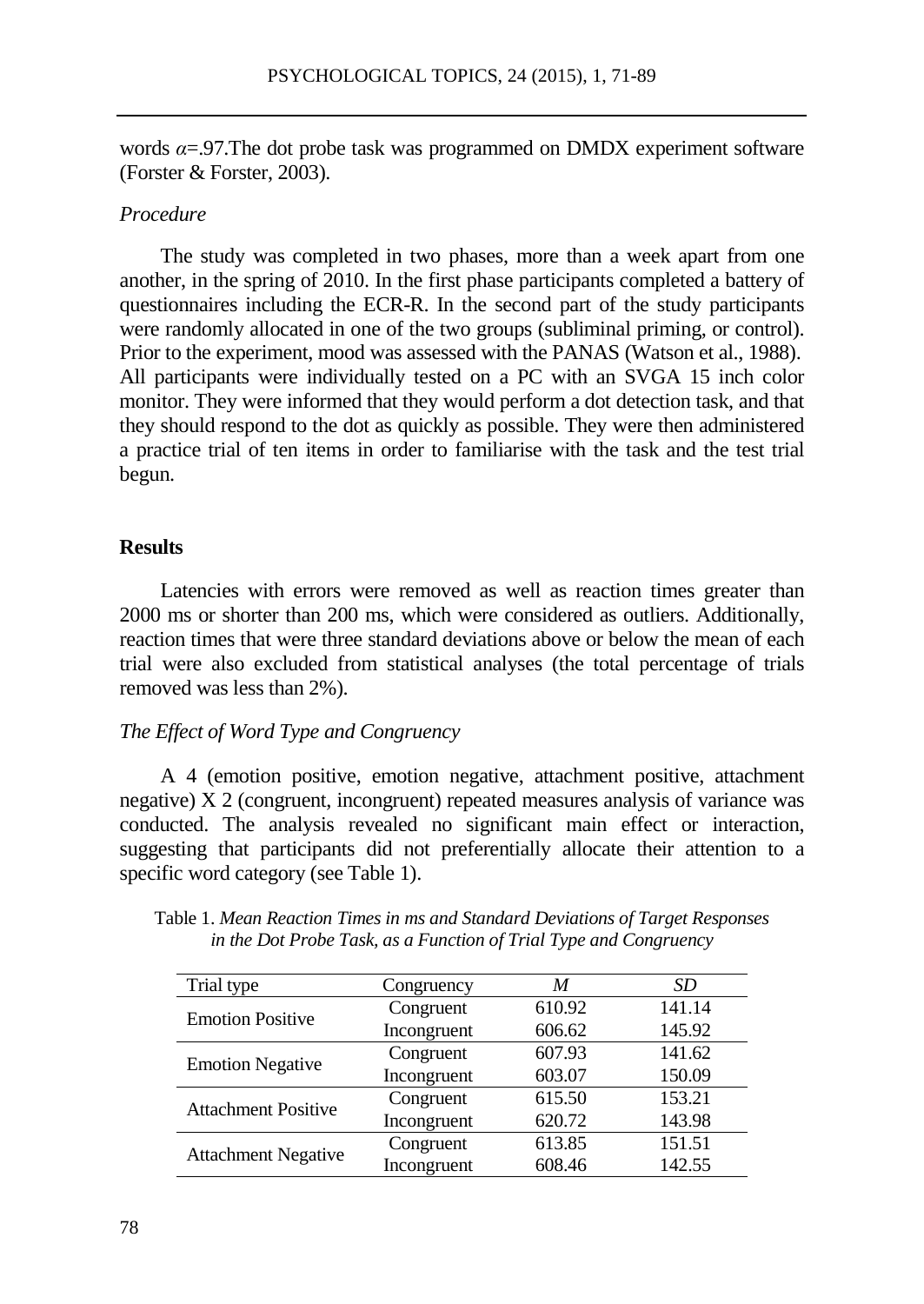words $\alpha$=.97.The dot probe task was programmed on DMDX experiment software (Forster & Forster, 2003).

*Procedure*

The study was completed in two phases, more than a week apart from one another, in the spring of 2010. In the first phase participants completed a battery of questionnaires including the ECR-R. In the second part of the study participants were randomly allocated in one of the two groups (subliminal priming, or control). Prior to the experiment, mood was assessed with the PANAS (Watson et al., 1988). All participants were individually tested on a PC with an SVGA 15 inch color monitor. They were informed that they would perform a dot detection task, and that they should respond to the dot as quickly as possible. They were then administered a practice trial of ten items in order to familiarise with the task and the test trial begun.

## Results

Latencies with errors were removed as well as reaction times greater than 2000 ms or shorter than 200 ms, which were considered as outliers. Additionally, reaction times that were three standard deviations above or below the mean of each trial were also excluded from statistical analyses (the total percentage of trials removed was less than 2%).

*The Effect of Word Type and Congruency*

A 4 (emotion positive, emotion negative, attachment positive, attachment negative) X 2 (congruent, incongruent) repeated measures analysis of variance was conducted. The analysis revealed no significant main effect or interaction, suggesting that participants did not preferentially allocate their attention to a specific word category (see Table 1).

Table 1. *Mean Reaction Times in ms and Standard Deviations of Target Responses in the Dot Probe Task, as a Function of Trial Type and Congruency*

| Trial type | Congruency | *M* | *SD* |
|---|---|---|---|
| Emotion Positive | Congruent | 610.92 | 141.14 |
| | Incongruent | 606.62 | 145.92 |
| Emotion Negative | Congruent | 607.93 | 141.62 |
| | Incongruent | 603.07 | 150.09 |
| Attachment Positive | Congruent | 615.50 | 153.21 |
| | Incongruent | 620.72 | 143.98 |
| Attachment Negative | Congruent | 613.85 | 151.51 |
| | Incongruent | 608.46 | 142.55 |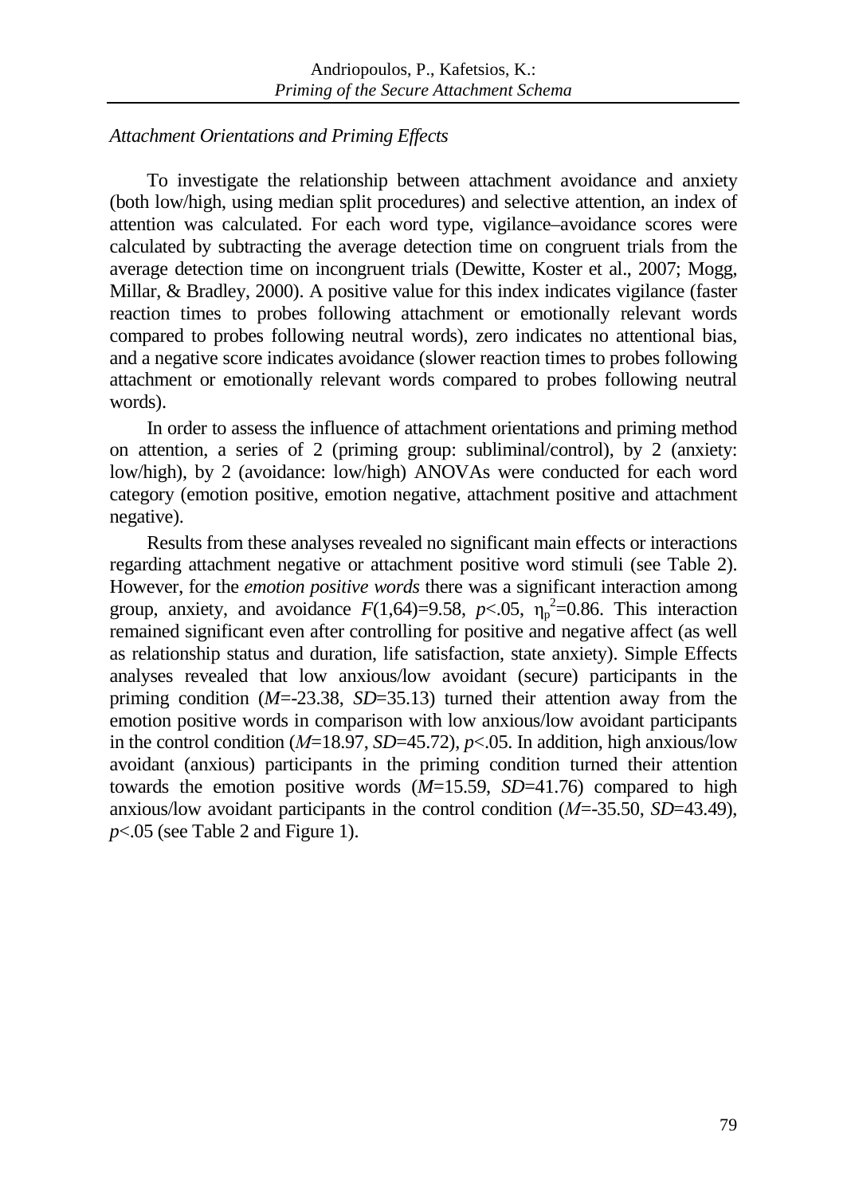*Attachment Orientations and Priming Effects*

To investigate the relationship between attachment avoidance and anxiety (both low/high, using median split procedures) and selective attention, an index of attention was calculated. For each word type, vigilance–avoidance scores were calculated by subtracting the average detection time on congruent trials from the average detection time on incongruent trials (Dewitte, Koster et al., 2007; Mogg, Millar, & Bradley, 2000). A positive value for this index indicates vigilance (faster reaction times to probes following attachment or emotionally relevant words compared to probes following neutral words), zero indicates no attentional bias, and a negative score indicates avoidance (slower reaction times to probes following attachment or emotionally relevant words compared to probes following neutral words).

In order to assess the influence of attachment orientations and priming method on attention, a series of 2 (priming group: subliminal/control), by 2 (anxiety: low/high), by 2 (avoidance: low/high) ANOVAs were conducted for each word category (emotion positive, emotion negative, attachment positive and attachment negative).

Results from these analyses revealed no significant main effects or interactions regarding attachment negative or attachment positive word stimuli (see Table 2). However, for the *emotion positive words* there was a significant interaction among group, anxiety, and avoidance $F(1,64)=9.58$, $p<.05$, $\eta_p^2=0.86$. This interaction remained significant even after controlling for positive and negative affect (as well as relationship status and duration, life satisfaction, state anxiety). Simple Effects analyses revealed that low anxious/low avoidant (secure) participants in the priming condition ($M=-23.38$, $SD=35.13$) turned their attention away from the emotion positive words in comparison with low anxious/low avoidant participants in the control condition ($M=18.97$, $SD=45.72$), $p<.05$. In addition, high anxious/low avoidant (anxious) participants in the priming condition turned their attention towards the emotion positive words ($M=15.59$, $SD=41.76$) compared to high anxious/low avoidant participants in the control condition ($M=-35.50$, $SD=43.49$), $p<.05$ (see Table 2 and Figure 1).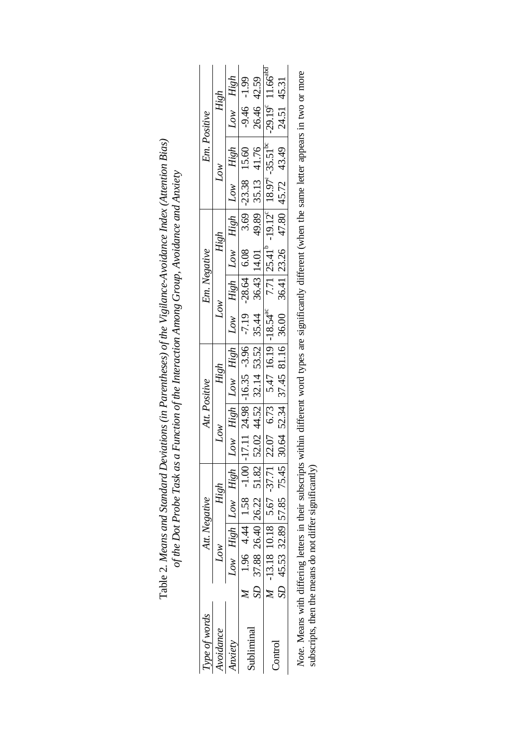Table 2. *Means and Standard Deviations (in Parentheses) of the Vigilance-Avoidance Index (Attention Bias) of the Dot Probe Task as a Function of the Interaction Among Group, Avoidance and Anxiety*

| *Type of words* | | *Att. Negative* | | | | *Att. Positive* | | | | *Em. Negative* | | | | *Em. Positive* | | | |
|---|---|---|---|---|---|---|---|---|---|---|---|---|---|---|---|---|---|
| *Avoidance* | | *Low* | | *High* | | *Low* | | *High* | | *Low* | | *High* | | *Low* | | *High* | |
| *Anxiety* | | *Low* | *High* | *Low* | *High* | *Low* | *High* | *Low* | *High* | *Low* | *High* | *Low* | *High* | *Low* | *High* | *Low* | *High* |
| Subliminal | *M* | 1.96 | 4.44 | 1.58 | -1.00 | -17.11 | 24.98 | -16.35 | -3.96 | -7.19 | -28.64 | 6.08 | 3.69 | -23.38 | 15.60 | -9.46 | -1.99 |
| | *SD* | 37.88 | 26.40 | 26.22 | 51.82 | 52.02 | 44.52 | 32.14 | 53.52 | 35.44 | 36.43 | 14.01 | 49.89 | 35.13 | 41.76 | 26.46 | 42.59 |
| Control | *M* | -13.18 | 10.18 | 5.67 | -37.71 | 22.07 | 6.73 | 5.47 | 16.19 | $-18.54^{ac}$ | 7.71 | $25.41^{b}$ | $-19.12^{c}$ | $18.97^{e}$ | $-35.51^{bc}$ | $-29.19^{c}$ | $11.66^{abd}$ |
| | *SD* | 45.53 | 32.89 | 57.85 | 75.45 | 30.64 | 52.34 | 37.45 | 81.16 | 36.00 | 36.41 | 23.26 | 47.80 | 45.72 | 43.49 | 24.51 | 45.31 |

*Note.* Means with differing letters in their subscripts within different word types are significantly different (when the same letter appears in two or more subscripts, then the means do not differ significantly)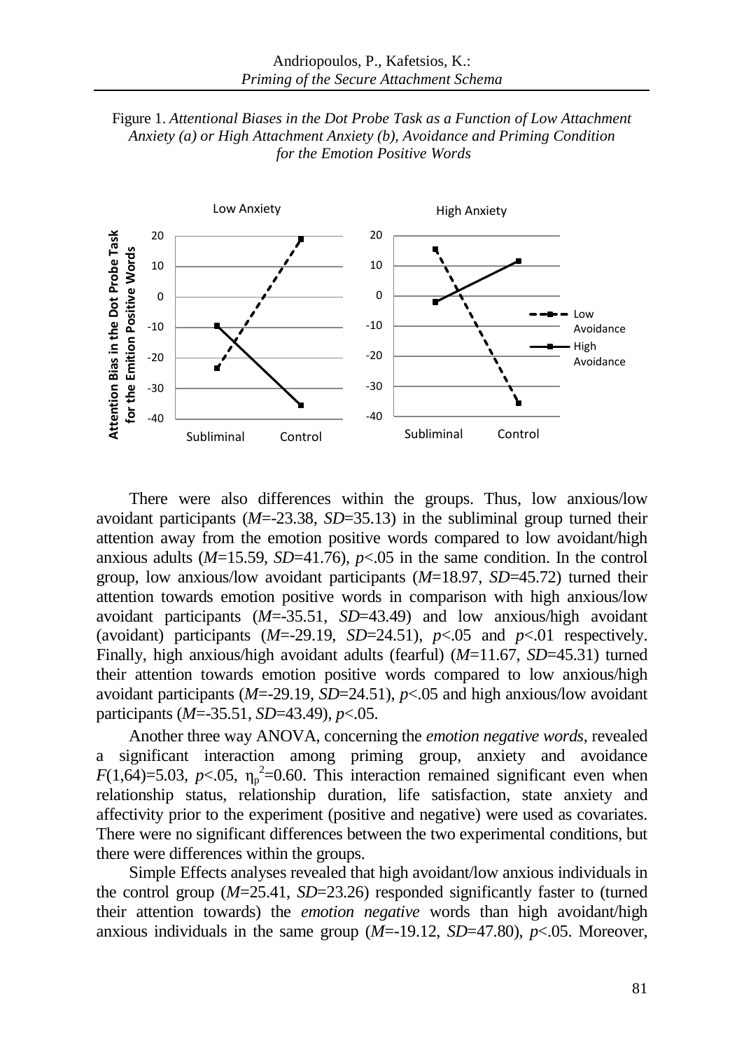Figure 1. *Attentional Biases in the Dot Probe Task as a Function of Low Attachment Anxiety (a) or High Attachment Anxiety (b), Avoidance and Priming Condition for the Emotion Positive Words*

There were also differences within the groups. Thus, low anxious/low avoidant participants (*M*=-23.38, *SD*=35.13) in the subliminal group turned their attention away from the emotion positive words compared to low avoidant/high anxious adults (*M*=15.59, *SD*=41.76), $p<.05$ in the same condition. In the control group, low anxious/low avoidant participants (*M*=18.97, *SD*=45.72) turned their attention towards emotion positive words in comparison with high anxious/low avoidant participants (*M*=-35.51, *SD*=43.49) and low anxious/high avoidant (avoidant) participants (*M*=-29.19, *SD*=24.51), $p<.05$ and $p<.01$ respectively. Finally, high anxious/high avoidant adults (fearful) (*M*=11.67, *SD*=45.31) turned their attention towards emotion positive words compared to low anxious/high avoidant participants (*M*=-29.19, *SD*=24.51), $p<.05$ and high anxious/low avoidant participants (*M*=-35.51, *SD*=43.49), $p<.05$.

Another three way ANOVA, concerning the *emotion negative words*, revealed a significant interaction among priming group, anxiety and avoidance $F(1,64)=5.03$, $p<.05$, $\eta_p^2=0.60$. This interaction remained significant even when relationship status, relationship duration, life satisfaction, state anxiety and affectivity prior to the experiment (positive and negative) were used as covariates. There were no significant differences between the two experimental conditions, but there were differences within the groups.

Simple Effects analyses revealed that high avoidant/low anxious individuals in the control group (*M*=25.41, *SD*=23.26) responded significantly faster to (turned their attention towards) the *emotion negative* words than high avoidant/high anxious individuals in the same group (*M*=-19.12, *SD*=47.80), $p<.05$. Moreover,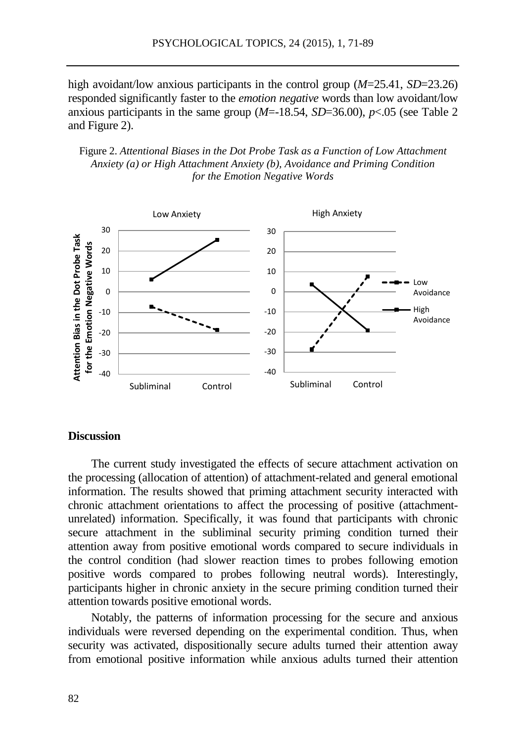high avoidant/low anxious participants in the control group (*M*=25.41, *SD*=23.26) responded significantly faster to the *emotion negative* words than low avoidant/low anxious participants in the same group (*M*=-18.54, *SD*=36.00), $p<.05$ (see Table 2 and Figure 2).

Figure 2. *Attentional Biases in the Dot Probe Task as a Function of Low Attachment Anxiety (a) or High Attachment Anxiety (b), Avoidance and Priming Condition for the Emotion Negative Words*

## Discussion

The current study investigated the effects of secure attachment activation on the processing (allocation of attention) of attachment-related and general emotional information. The results showed that priming attachment security interacted with chronic attachment orientations to affect the processing of positive (attachment-unrelated) information. Specifically, it was found that participants with chronic secure attachment in the subliminal security priming condition turned their attention away from positive emotional words compared to secure individuals in the control condition (had slower reaction times to probes following emotion positive words compared to probes following neutral words). Interestingly, participants higher in chronic anxiety in the secure priming condition turned their attention towards positive emotional words.

Notably, the patterns of information processing for the secure and anxious individuals were reversed depending on the experimental condition. Thus, when security was activated, dispositionally secure adults turned their attention away from emotional positive information while anxious adults turned their attention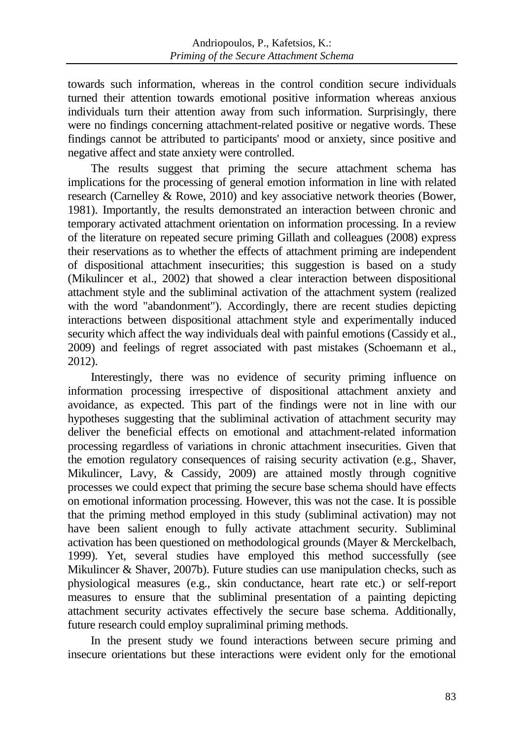towards such information, whereas in the control condition secure individuals turned their attention towards emotional positive information whereas anxious individuals turn their attention away from such information. Surprisingly, there were no findings concerning attachment-related positive or negative words. These findings cannot be attributed to participants' mood or anxiety, since positive and negative affect and state anxiety were controlled.

The results suggest that priming the secure attachment schema has implications for the processing of general emotion information in line with related research (Carnelley & Rowe, 2010) and key associative network theories (Bower, 1981). Importantly, the results demonstrated an interaction between chronic and temporary activated attachment orientation on information processing. In a review of the literature on repeated secure priming Gillath and colleagues (2008) express their reservations as to whether the effects of attachment priming are independent of dispositional attachment insecurities; this suggestion is based on a study (Mikulincer et al., 2002) that showed a clear interaction between dispositional attachment style and the subliminal activation of the attachment system (realized with the word "abandonment"). Accordingly, there are recent studies depicting interactions between dispositional attachment style and experimentally induced security which affect the way individuals deal with painful emotions (Cassidy et al., 2009) and feelings of regret associated with past mistakes (Schoemann et al., 2012).

Interestingly, there was no evidence of security priming influence on information processing irrespective of dispositional attachment anxiety and avoidance, as expected. This part of the findings were not in line with our hypotheses suggesting that the subliminal activation of attachment security may deliver the beneficial effects on emotional and attachment-related information processing regardless of variations in chronic attachment insecurities. Given that the emotion regulatory consequences of raising security activation (e.g., Shaver, Mikulincer, Lavy, & Cassidy, 2009) are attained mostly through cognitive processes we could expect that priming the secure base schema should have effects on emotional information processing. However, this was not the case. It is possible that the priming method employed in this study (subliminal activation) may not have been salient enough to fully activate attachment security. Subliminal activation has been questioned on methodological grounds (Mayer & Merckelbach, 1999). Yet, several studies have employed this method successfully (see Mikulincer & Shaver, 2007b). Future studies can use manipulation checks, such as physiological measures (e.g., skin conductance, heart rate etc.) or self-report measures to ensure that the subliminal presentation of a painting depicting attachment security activates effectively the secure base schema. Additionally, future research could employ supraliminal priming methods.

In the present study we found interactions between secure priming and insecure orientations but these interactions were evident only for the emotional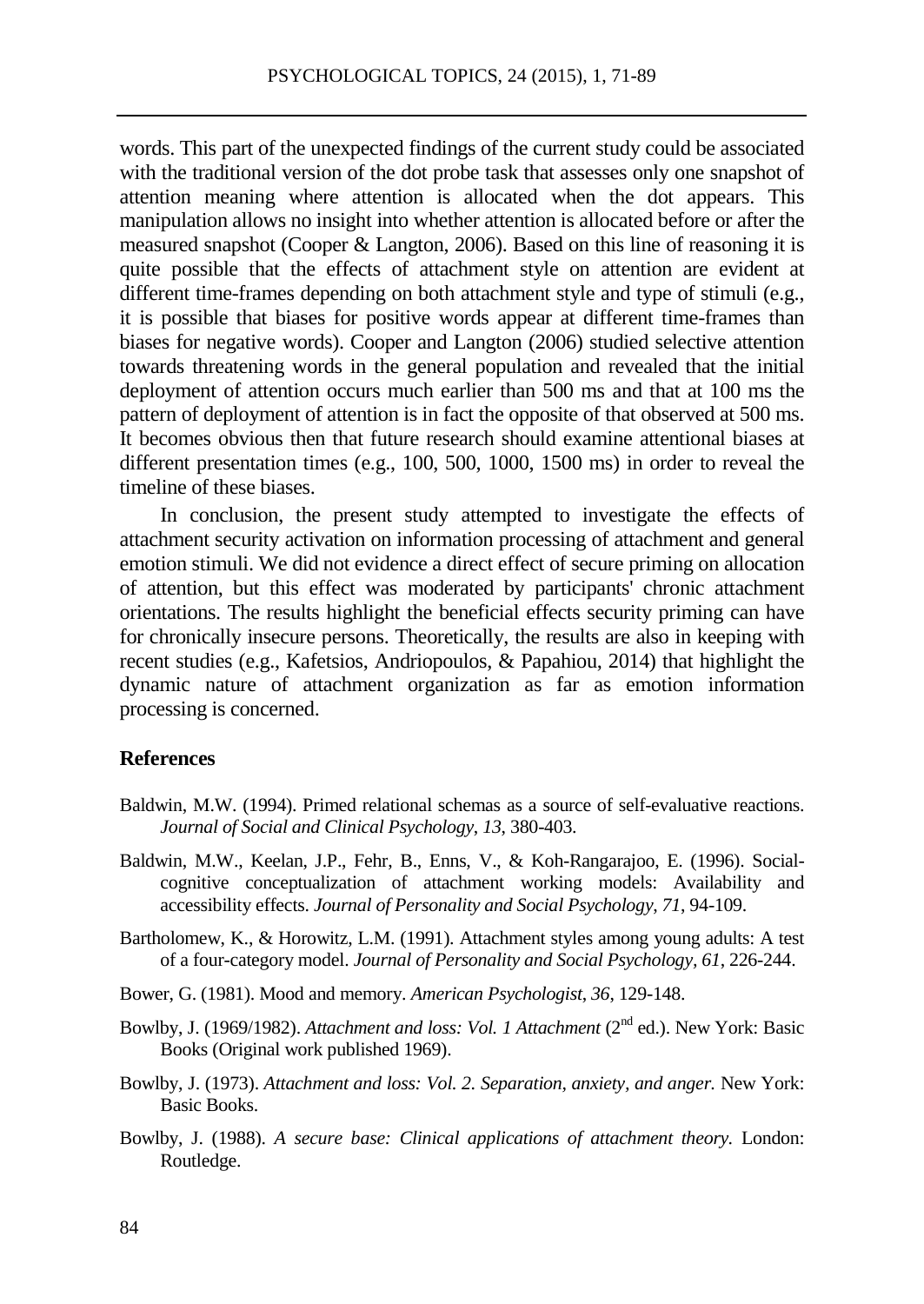words. This part of the unexpected findings of the current study could be associated with the traditional version of the dot probe task that assesses only one snapshot of attention meaning where attention is allocated when the dot appears. This manipulation allows no insight into whether attention is allocated before or after the measured snapshot (Cooper & Langton, 2006). Based on this line of reasoning it is quite possible that the effects of attachment style on attention are evident at different time-frames depending on both attachment style and type of stimuli (e.g., it is possible that biases for positive words appear at different time-frames than biases for negative words). Cooper and Langton (2006) studied selective attention towards threatening words in the general population and revealed that the initial deployment of attention occurs much earlier than 500 ms and that at 100 ms the pattern of deployment of attention is in fact the opposite of that observed at 500 ms. It becomes obvious then that future research should examine attentional biases at different presentation times (e.g., 100, 500, 1000, 1500 ms) in order to reveal the timeline of these biases.

In conclusion, the present study attempted to investigate the effects of attachment security activation on information processing of attachment and general emotion stimuli. We did not evidence a direct effect of secure priming on allocation of attention, but this effect was moderated by participants' chronic attachment orientations. The results highlight the beneficial effects security priming can have for chronically insecure persons. Theoretically, the results are also in keeping with recent studies (e.g., Kafetsios, Andriopoulos, & Papahiou, 2014) that highlight the dynamic nature of attachment organization as far as emotion information processing is concerned.

## References

Baldwin, M.W. (1994). Primed relational schemas as a source of self-evaluative reactions. *Journal of Social and Clinical Psychology*, *13*, 380-403.

Baldwin, M.W., Keelan, J.P., Fehr, B., Enns, V., & Koh-Rangarajoo, E. (1996). Social-cognitive conceptualization of attachment working models: Availability and accessibility effects. *Journal of Personality and Social Psychology*, *71*, 94-109.

Bartholomew, K., & Horowitz, L.M. (1991). Attachment styles among young adults: A test of a four-category model. *Journal of Personality and Social Psychology, 61*, 226-244.

Bower, G. (1981). Mood and memory. *American Psychologist*, *36*, 129-148.

Bowlby, J. (1969/1982). *Attachment and loss: Vol. 1 Attachment* (2nd ed.). New York: Basic Books (Original work published 1969).

Bowlby, J. (1973). *Attachment and loss: Vol. 2. Separation, anxiety, and anger.* New York: Basic Books.

Bowlby, J. (1988). *A secure base: Clinical applications of attachment theory.* London: Routledge.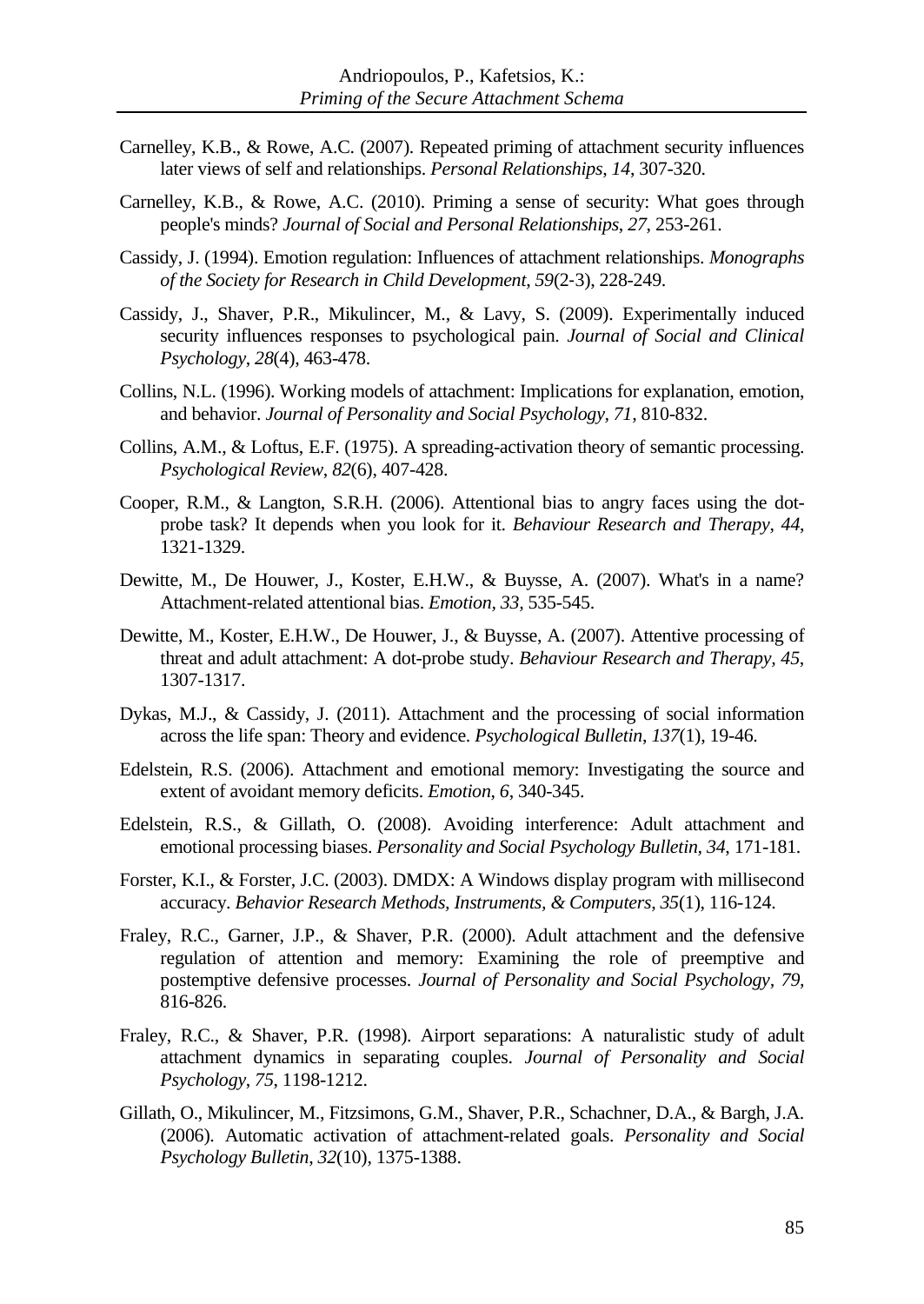Carnelley, K.B., & Rowe, A.C. (2007). Repeated priming of attachment security influences later views of self and relationships. *Personal Relationships*, *14*, 307-320.

Carnelley, K.B., & Rowe, A.C. (2010). Priming a sense of security: What goes through people's minds? *Journal of Social and Personal Relationships*, *27*, 253-261.

Cassidy, J. (1994). Emotion regulation: Influences of attachment relationships. *Monographs of the Society for Research in Child Development*, *59*(2-3), 228-249.

Cassidy, J., Shaver, P.R., Mikulincer, M., & Lavy, S. (2009). Experimentally induced security influences responses to psychological pain. *Journal of Social and Clinical Psychology*, *28*(4), 463-478.

Collins, N.L. (1996). Working models of attachment: Implications for explanation, emotion, and behavior. *Journal of Personality and Social Psychology*, *71*, 810-832.

Collins, A.M., & Loftus, E.F. (1975). A spreading-activation theory of semantic processing. *Psychological Review*, *82*(6), 407-428.

Cooper, R.M., & Langton, S.R.H. (2006). Attentional bias to angry faces using the dot-probe task? It depends when you look for it. *Behaviour Research and Therapy*, *44*, 1321-1329.

Dewitte, M., De Houwer, J., Koster, E.H.W., & Buysse, A. (2007). What's in a name? Attachment-related attentional bias. *Emotion*, *33*, 535-545.

Dewitte, M., Koster, E.H.W., De Houwer, J., & Buysse, A. (2007). Attentive processing of threat and adult attachment: A dot-probe study. *Behaviour Research and Therapy*, *45*, 1307-1317.

Dykas, M.J., & Cassidy, J. (2011). Attachment and the processing of social information across the life span: Theory and evidence. *Psychological Bulletin*, *137*(1), 19-46.

Edelstein, R.S. (2006). Attachment and emotional memory: Investigating the source and extent of avoidant memory deficits. *Emotion*, *6*, 340-345.

Edelstein, R.S., & Gillath, O. (2008). Avoiding interference: Adult attachment and emotional processing biases. *Personality and Social Psychology Bulletin*, *34*, 171-181.

Forster, K.I., & Forster, J.C. (2003). DMDX: A Windows display program with millisecond accuracy. *Behavior Research Methods, Instruments, & Computers*, *35*(1), 116-124.

Fraley, R.C., Garner, J.P., & Shaver, P.R. (2000). Adult attachment and the defensive regulation of attention and memory: Examining the role of preemptive and postemptive defensive processes. *Journal of Personality and Social Psychology*, *79*, 816-826.

Fraley, R.C., & Shaver, P.R. (1998). Airport separations: A naturalistic study of adult attachment dynamics in separating couples. *Journal of Personality and Social Psychology*, *75*, 1198-1212.

Gillath, O., Mikulincer, M., Fitzsimons, G.M., Shaver, P.R., Schachner, D.A., & Bargh, J.A. (2006). Automatic activation of attachment-related goals. *Personality and Social Psychology Bulletin*, *32*(10), 1375-1388.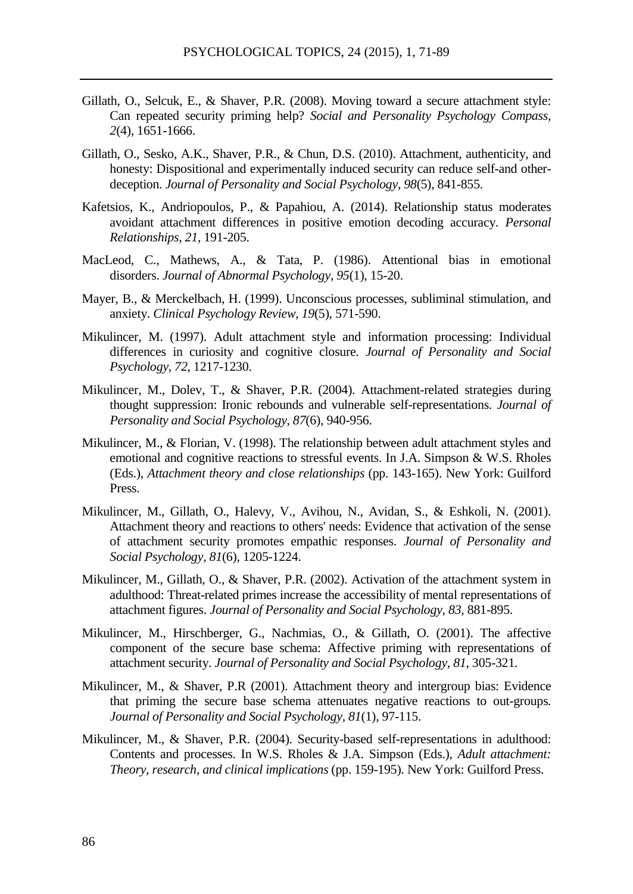Gillath, O., Selcuk, E., & Shaver, P.R. (2008). Moving toward a secure attachment style: Can repeated security priming help? *Social and Personality Psychology Compass*, *2*(4), 1651-1666.

Gillath, O., Sesko, A.K., Shaver, P.R., & Chun, D.S. (2010). Attachment, authenticity, and honesty: Dispositional and experimentally induced security can reduce self-and other-deception. *Journal of Personality and Social Psychology*, *98*(5), 841-855.

Kafetsios, K., Andriopoulos, P., & Papahiou, A. (2014). Relationship status moderates avoidant attachment differences in positive emotion decoding accuracy. *Personal Relationships*, *21*, 191-205.

MacLeod, C., Mathews, A., & Tata, P. (1986). Attentional bias in emotional disorders. *Journal of Abnormal Psychology*, *95*(1), 15-20.

Mayer, B., & Merckelbach, H. (1999). Unconscious processes, subliminal stimulation, and anxiety. *Clinical Psychology Review*, *19*(5), 571-590.

Mikulincer, M. (1997). Adult attachment style and information processing: Individual differences in curiosity and cognitive closure. *Journal of Personality and Social Psychology*, *72*, 1217-1230.

Mikulincer, M., Dolev, T., & Shaver, P.R. (2004). Attachment-related strategies during thought suppression: Ironic rebounds and vulnerable self-representations. *Journal of Personality and Social Psychology*, *87*(6), 940-956.

Mikulincer, M., & Florian, V. (1998). The relationship between adult attachment styles and emotional and cognitive reactions to stressful events. In J.A. Simpson & W.S. Rholes (Eds.), *Attachment theory and close relationships* (pp. 143-165). New York: Guilford Press.

Mikulincer, M., Gillath, O., Halevy, V., Avihou, N., Avidan, S., & Eshkoli, N. (2001). Attachment theory and reactions to others' needs: Evidence that activation of the sense of attachment security promotes empathic responses. *Journal of Personality and Social Psychology*, *81*(6), 1205-1224.

Mikulincer, M., Gillath, O., & Shaver, P.R. (2002). Activation of the attachment system in adulthood: Threat-related primes increase the accessibility of mental representations of attachment figures. *Journal of Personality and Social Psychology*, *83*, 881-895.

Mikulincer, M., Hirschberger, G., Nachmias, O., & Gillath, O. (2001). The affective component of the secure base schema: Affective priming with representations of attachment security. *Journal of Personality and Social Psychology*, *81*, 305-321.

Mikulincer, M., & Shaver, P.R (2001). Attachment theory and intergroup bias: Evidence that priming the secure base schema attenuates negative reactions to out-groups. *Journal of Personality and Social Psychology*, *81*(1), 97-115.

Mikulincer, M., & Shaver, P.R. (2004). Security-based self-representations in adulthood: Contents and processes. In W.S. Rholes & J.A. Simpson (Eds.), *Adult attachment: Theory, research, and clinical implications* (pp. 159-195). New York: Guilford Press.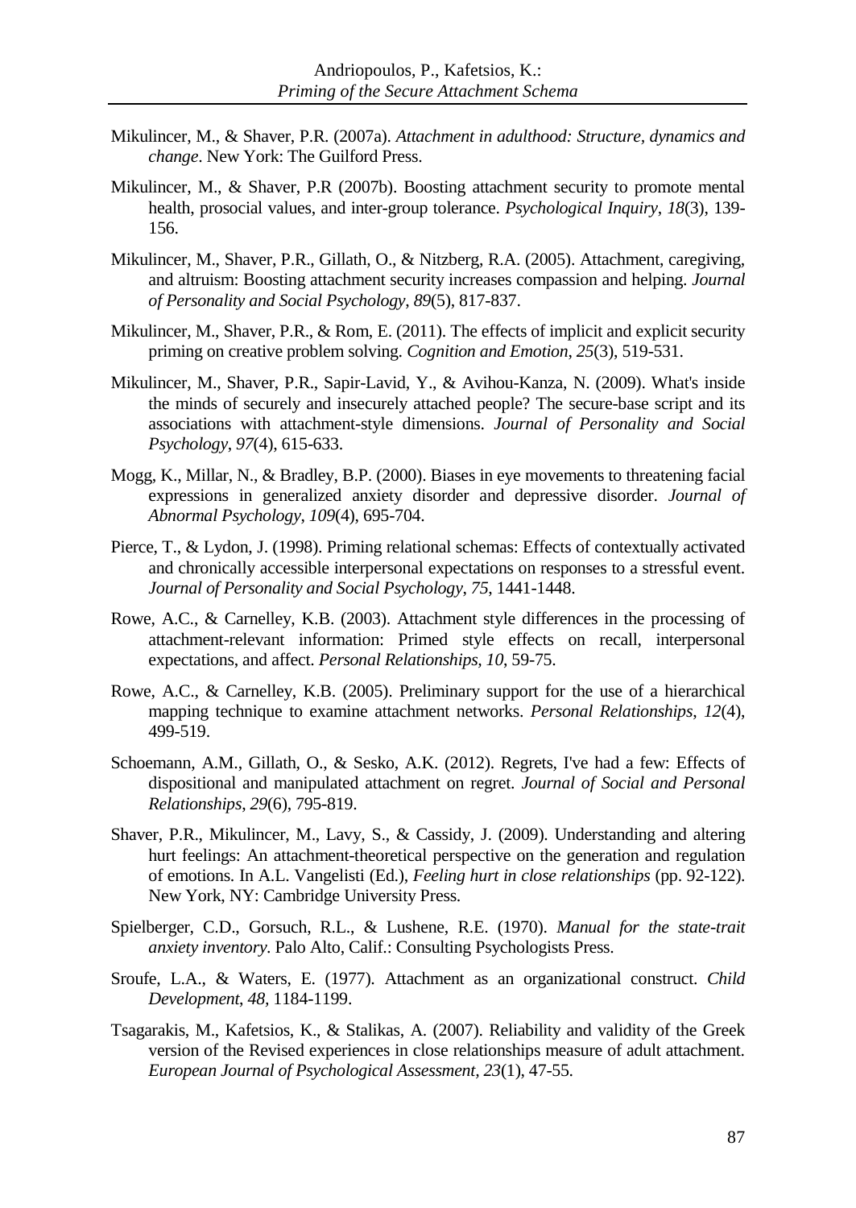Mikulincer, M., & Shaver, P.R. (2007a). *Attachment in adulthood: Structure, dynamics and change*. New York: The Guilford Press.

Mikulincer, M., & Shaver, P.R (2007b). Boosting attachment security to promote mental health, prosocial values, and inter-group tolerance. *Psychological Inquiry*, *18*(3), 139-156.

Mikulincer, M., Shaver, P.R., Gillath, O., & Nitzberg, R.A. (2005). Attachment, caregiving, and altruism: Boosting attachment security increases compassion and helping. *Journal of Personality and Social Psychology*, *89*(5), 817-837.

Mikulincer, M., Shaver, P.R., & Rom, E. (2011). The effects of implicit and explicit security priming on creative problem solving. *Cognition and Emotion*, *25*(3), 519-531.

Mikulincer, M., Shaver, P.R., Sapir-Lavid, Y., & Avihou-Kanza, N. (2009). What's inside the minds of securely and insecurely attached people? The secure-base script and its associations with attachment-style dimensions. *Journal of Personality and Social Psychology*, *97*(4), 615-633.

Mogg, K., Millar, N., & Bradley, B.P. (2000). Biases in eye movements to threatening facial expressions in generalized anxiety disorder and depressive disorder. *Journal of Abnormal Psychology*, *109*(4), 695-704.

Pierce, T., & Lydon, J. (1998). Priming relational schemas: Effects of contextually activated and chronically accessible interpersonal expectations on responses to a stressful event. *Journal of Personality and Social Psychology*, *75*, 1441-1448.

Rowe, A.C., & Carnelley, K.B. (2003). Attachment style differences in the processing of attachment-relevant information: Primed style effects on recall, interpersonal expectations, and affect. *Personal Relationships, 10*, 59-75.

Rowe, A.C., & Carnelley, K.B. (2005). Preliminary support for the use of a hierarchical mapping technique to examine attachment networks. *Personal Relationships*, *12*(4), 499-519.

Schoemann, A.M., Gillath, O., & Sesko, A.K. (2012). Regrets, I've had a few: Effects of dispositional and manipulated attachment on regret. *Journal of Social and Personal Relationships*, *29*(6), 795-819.

Shaver, P.R., Mikulincer, M., Lavy, S., & Cassidy, J. (2009). Understanding and altering hurt feelings: An attachment-theoretical perspective on the generation and regulation of emotions. In A.L. Vangelisti (Ed.), *Feeling hurt in close relationships* (pp. 92-122). New York, NY: Cambridge University Press.

Spielberger, C.D., Gorsuch, R.L., & Lushene, R.E. (1970). *Manual for the state-trait anxiety inventory.* Palo Alto, Calif.: Consulting Psychologists Press.

Sroufe, L.A., & Waters, E. (1977). Attachment as an organizational construct. *Child Development*, *48*, 1184-1199.

Tsagarakis, M., Kafetsios, K., & Stalikas, A. (2007). Reliability and validity of the Greek version of the Revised experiences in close relationships measure of adult attachment. *European Journal of Psychological Assessment, 23*(1), 47-55.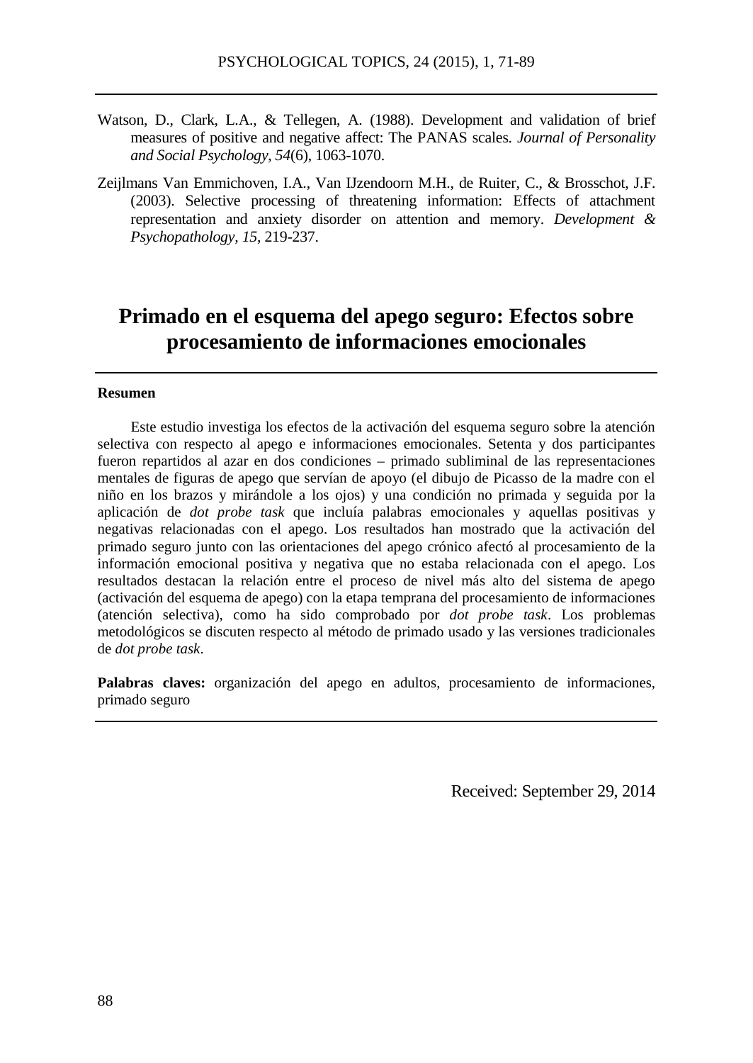Watson, D., Clark, L.A., & Tellegen, A. (1988). Development and validation of brief measures of positive and negative affect: The PANAS scales. *Journal of Personality and Social Psychology*, *54*(6), 1063-1070.

Zeijlmans Van Emmichoven, I.A., Van IJzendoorn M.H., de Ruiter, C., & Brosschot, J.F. (2003). Selective processing of threatening information: Effects of attachment representation and anxiety disorder on attention and memory. *Development & Psychopathology*, *15*, 219-237.

# Primado en el esquema del apego seguro: Efectos sobre procesamiento de informaciones emocionales

**Resumen**

Este estudio investiga los efectos de la activación del esquema seguro sobre la atención selectiva con respecto al apego e informaciones emocionales. Setenta y dos participantes fueron repartidos al azar en dos condiciones – primado subliminal de las representaciones mentales de figuras de apego que servían de apoyo (el dibujo de Picasso de la madre con el niño en los brazos y mirándole a los ojos) y una condición no primada y seguida por la aplicación de *dot probe task* que incluía palabras emocionales y aquellas positivas y negativas relacionadas con el apego. Los resultados han mostrado que la activación del primado seguro junto con las orientaciones del apego crónico afectó al procesamiento de la información emocional positiva y negativa que no estaba relacionada con el apego. Los resultados destacan la relación entre el proceso de nivel más alto del sistema de apego (activación del esquema de apego) con la etapa temprana del procesamiento de informaciones (atención selectiva), como ha sido comprobado por *dot probe task*. Los problemas metodológicos se discuten respecto al método de primado usado y las versiones tradicionales de *dot probe task*.

**Palabras claves:** organización del apego en adultos, procesamiento de informaciones, primado seguro

Received: September 29, 2014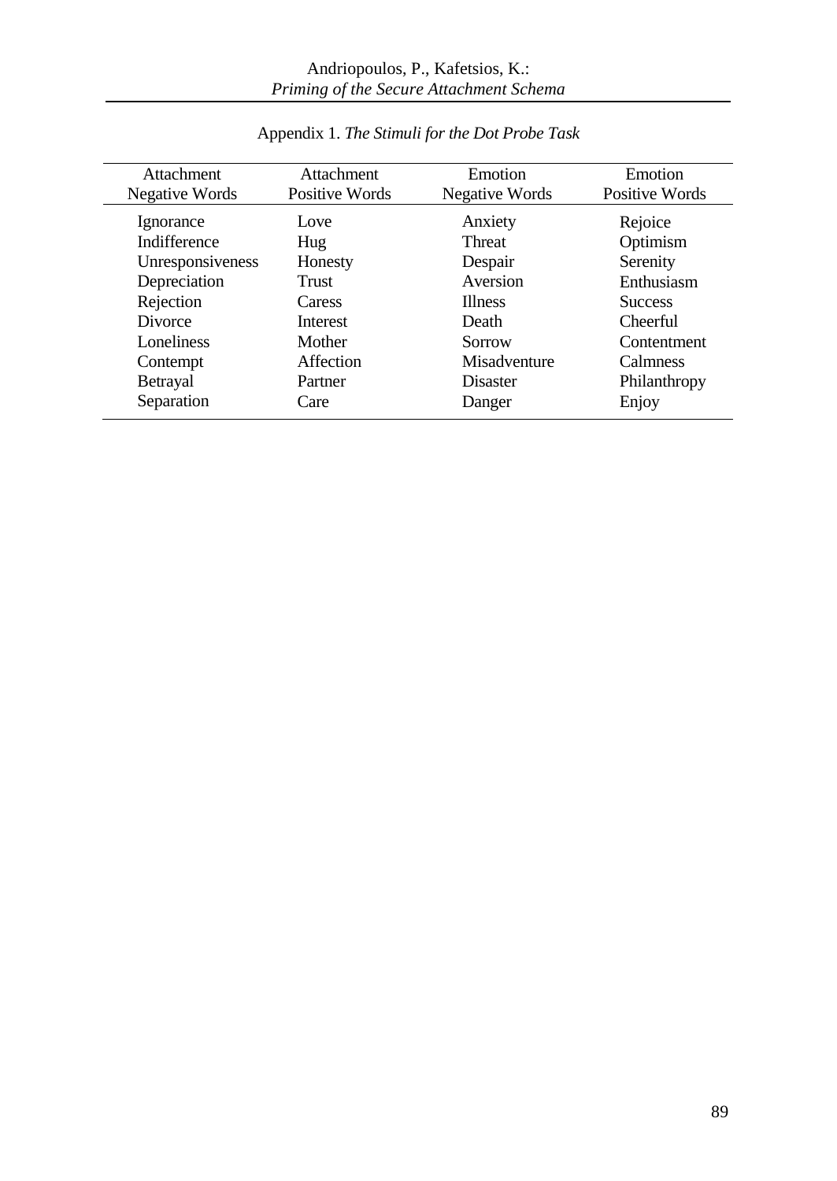Appendix 1. *The Stimuli for the Dot Probe Task*

| Attachment Negative Words | Attachment Positive Words | Emotion Negative Words | Emotion Positive Words |
|---|---|---|---|
| Ignorance | Love | Anxiety | Rejoice |
| Indifference | Hug | Threat | Optimism |
| Unresponsiveness | Honesty | Despair | Serenity |
| Depreciation | Trust | Aversion | Enthusiasm |
| Rejection | Caress | Illness | Success |
| Divorce | Interest | Death | Cheerful |
| Loneliness | Mother | Sorrow | Contentment |
| Contempt | Affection | Misadventure | Calmness |
| Betrayal | Partner | Disaster | Philanthropy |
| Separation | Care | Danger | Enjoy |